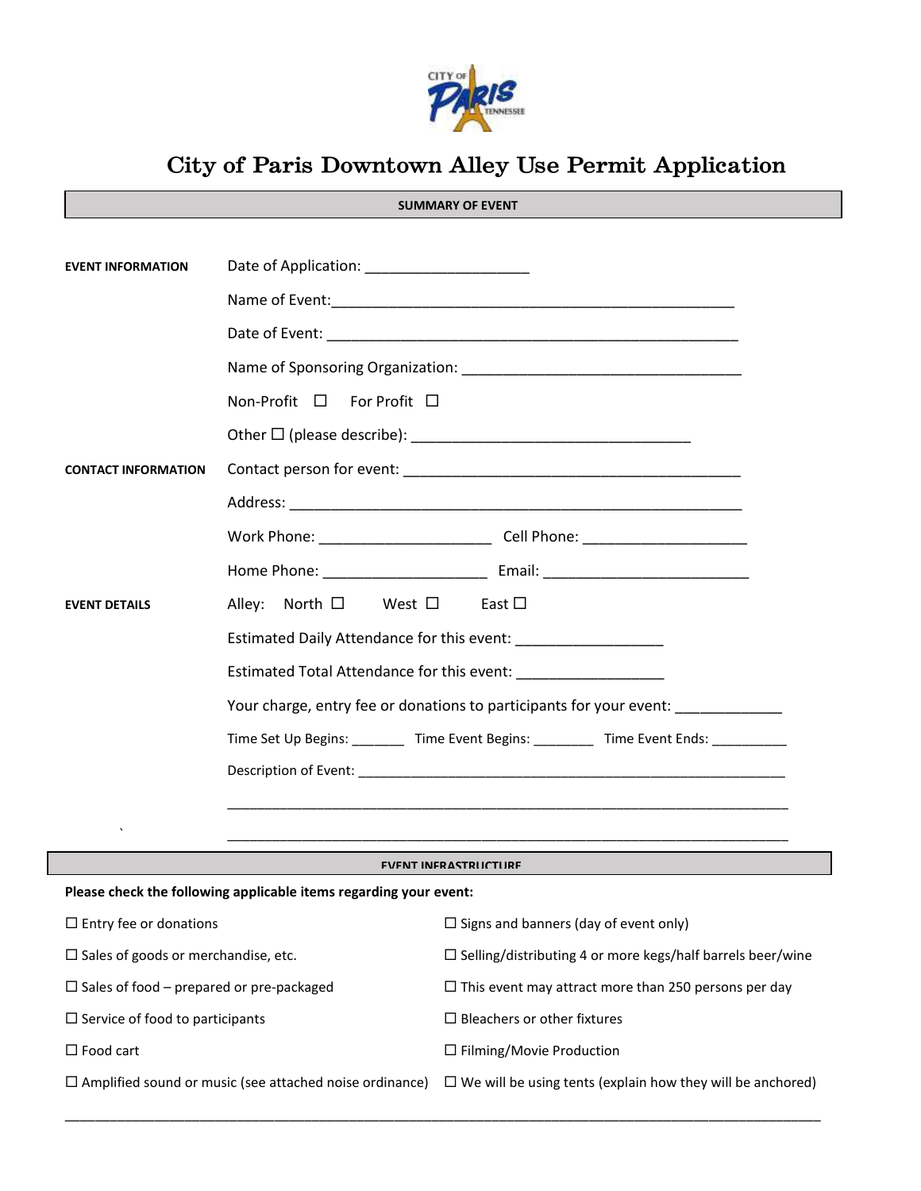# City of Paris Downtown Alley Use Permit Application

**SUMMARY OF EVENT**

**EVENT INFORMATION**

Date of Application: ____________________

Name of Event: __________________________________________________

Date of Event: ___________________________________________________

Name of Sponsoring Organization: ___________________________________

Non-Profit ☐ For Profit ☐

Other ☐ (please describe): __________________________________

**CONTACT INFORMATION**

Contact person for event: __________________________________________

Address: _______________________________________________________

Work Phone: _____________________ Cell Phone: ____________________

Home Phone: ____________________ Email: _________________________

**EVENT DETAILS**

Alley: North ☐ West ☐ East ☐

Estimated Daily Attendance for this event: __________________

Estimated Total Attendance for this event: __________________

Your charge, entry fee or donations to participants for your event: _____________

Time Set Up Begins: _______ Time Event Begins: ________ Time Event Ends: __________

Description of Event: ______________________________________________________

________________________________________________________________________

________________________________________________________________________

**EVENT INFRASTRUCTURE**

**Please check the following applicable items regarding your event:**

☐ Entry fee or donations

☐ Sales of goods or merchandise, etc.

☐ Sales of food – prepared or pre-packaged

☐ Service of food to participants

☐ Food cart

☐ Amplified sound or music (see attached noise ordinance)

☐ Signs and banners (day of event only)

☐ Selling/distributing 4 or more kegs/half barrels beer/wine

☐ This event may attract more than 250 persons per day

☐ Bleachers or other fixtures

☐ Filming/Movie Production

☐ We will be using tents (explain how they will be anchored)

____________________________________________________________________________________________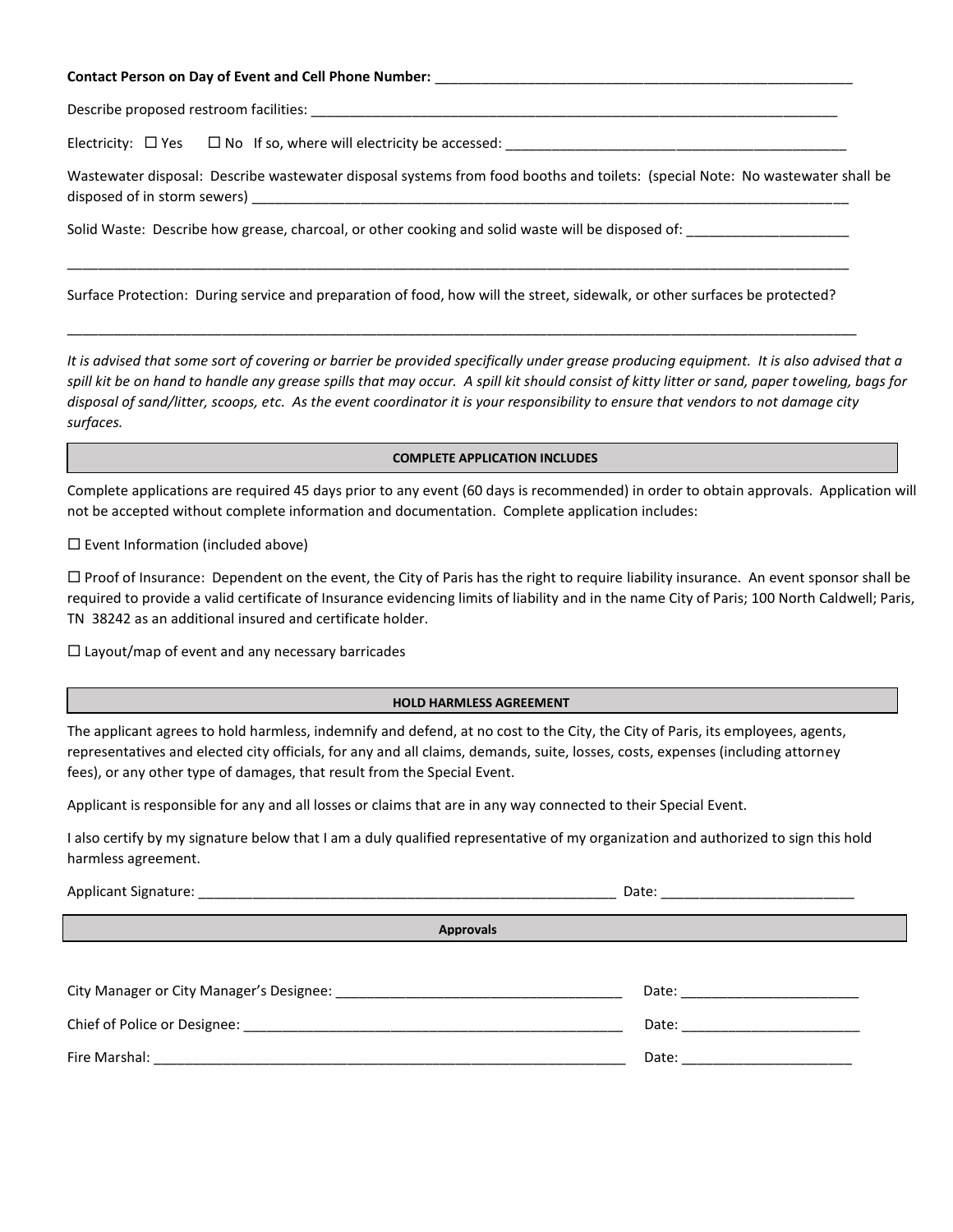**Contact Person on Day of Event and Cell Phone Number:** ________________________________________________________

Describe proposed restroom facilities: ________________________________________________________________________

Electricity: ☐ Yes ☐ No If so, where will electricity be accessed: ______________________________________________

Wastewater disposal: Describe wastewater disposal systems from food booths and toilets: (special Note: No wastewater shall be disposed of in storm sewers) _______________________________________________________________________________

Solid Waste: Describe how grease, charcoal, or other cooking and solid waste will be disposed of: _____________________

_____________________________________________________________________________________________________

Surface Protection: During service and preparation of food, how will the street, sidewalk, or other surfaces be protected?

_____________________________________________________________________________________________________

*It is advised that some sort of covering or barrier be provided specifically under grease producing equipment. It is also advised that a spill kit be on hand to handle any grease spills that may occur. A spill kit should consist of kitty litter or sand, paper toweling, bags for disposal of sand/litter, scoops, etc. As the event coordinator it is your responsibility to ensure that vendors to not damage city surfaces.*

## COMPLETE APPLICATION INCLUDES

Complete applications are required 45 days prior to any event (60 days is recommended) in order to obtain approvals. Application will not be accepted without complete information and documentation. Complete application includes:

☐ Event Information (included above)

☐ Proof of Insurance: Dependent on the event, the City of Paris has the right to require liability insurance. An event sponsor shall be required to provide a valid certificate of Insurance evidencing limits of liability and in the name City of Paris; 100 North Caldwell; Paris, TN 38242 as an additional insured and certificate holder.

☐ Layout/map of event and any necessary barricades

## HOLD HARMLESS AGREEMENT

The applicant agrees to hold harmless, indemnify and defend, at no cost to the City, the City of Paris, its employees, agents, representatives and elected city officials, for any and all claims, demands, suite, losses, costs, expenses (including attorney fees), or any other type of damages, that result from the Special Event.

Applicant is responsible for any and all losses or claims that are in any way connected to their Special Event.

I also certify by my signature below that I am a duly qualified representative of my organization and authorized to sign this hold harmless agreement.

Applicant Signature: ________________________________________________________ Date: _________________________

## Approvals

City Manager or City Manager's Designee: ______________________________________ Date: _______________________

Chief of Police or Designee: ____________________________________________________ Date: _______________________

Fire Marshal: _________________________________________________________________ Date: ______________________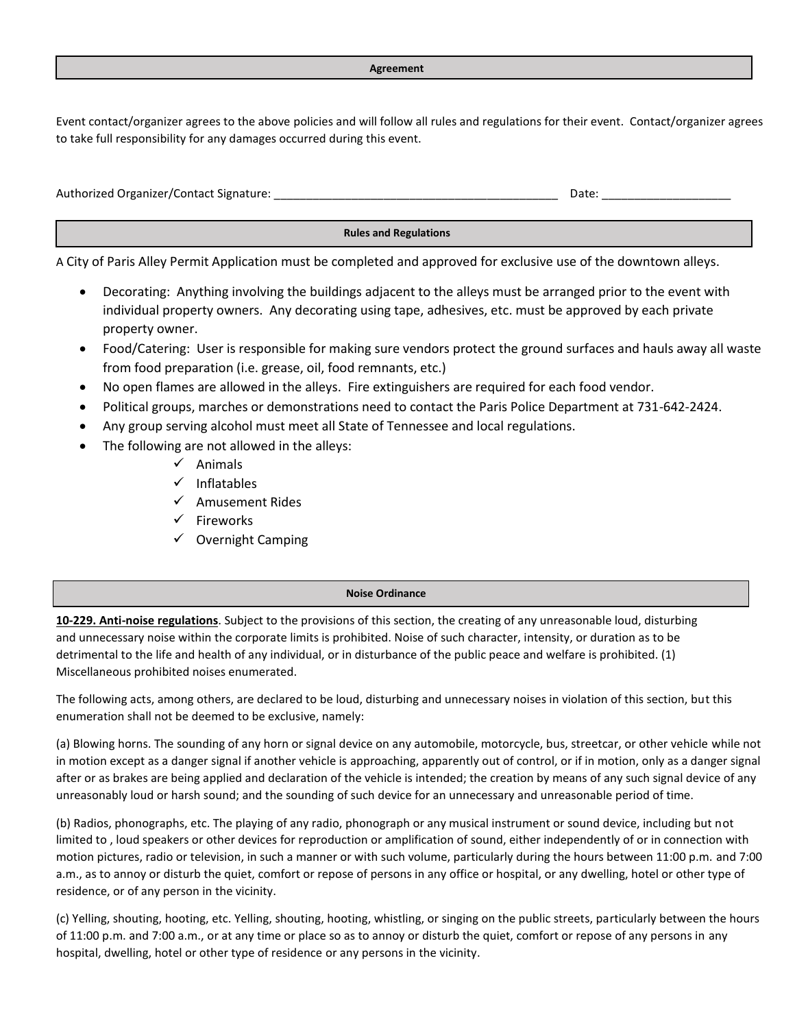## Agreement

Event contact/organizer agrees to the above policies and will follow all rules and regulations for their event. Contact/organizer agrees to take full responsibility for any damages occurred during this event.

Authorized Organizer/Contact Signature: ____________________________________________ Date: ____________________

## Rules and Regulations

A City of Paris Alley Permit Application must be completed and approved for exclusive use of the downtown alleys.

- Decorating: Anything involving the buildings adjacent to the alleys must be arranged prior to the event with individual property owners. Any decorating using tape, adhesives, etc. must be approved by each private property owner.
- Food/Catering: User is responsible for making sure vendors protect the ground surfaces and hauls away all waste from food preparation (i.e. grease, oil, food remnants, etc.)
- No open flames are allowed in the alleys. Fire extinguishers are required for each food vendor.
- Political groups, marches or demonstrations need to contact the Paris Police Department at 731-642-2424.
- Any group serving alcohol must meet all State of Tennessee and local regulations.
- The following are not allowed in the alleys:
  - ✓ Animals
  - ✓ Inflatables
  - ✓ Amusement Rides
  - ✓ Fireworks
  - ✓ Overnight Camping

## Noise Ordinance

**10-229. Anti-noise regulations**. Subject to the provisions of this section, the creating of any unreasonable loud, disturbing and unnecessary noise within the corporate limits is prohibited. Noise of such character, intensity, or duration as to be detrimental to the life and health of any individual, or in disturbance of the public peace and welfare is prohibited. (1) Miscellaneous prohibited noises enumerated.

The following acts, among others, are declared to be loud, disturbing and unnecessary noises in violation of this section, but this enumeration shall not be deemed to be exclusive, namely:

(a) Blowing horns. The sounding of any horn or signal device on any automobile, motorcycle, bus, streetcar, or other vehicle while not in motion except as a danger signal if another vehicle is approaching, apparently out of control, or if in motion, only as a danger signal after or as brakes are being applied and declaration of the vehicle is intended; the creation by means of any such signal device of any unreasonably loud or harsh sound; and the sounding of such device for an unnecessary and unreasonable period of time.

(b) Radios, phonographs, etc. The playing of any radio, phonograph or any musical instrument or sound device, including but not limited to , loud speakers or other devices for reproduction or amplification of sound, either independently of or in connection with motion pictures, radio or television, in such a manner or with such volume, particularly during the hours between 11:00 p.m. and 7:00 a.m., as to annoy or disturb the quiet, comfort or repose of persons in any office or hospital, or any dwelling, hotel or other type of residence, or of any person in the vicinity.

(c) Yelling, shouting, hooting, etc. Yelling, shouting, hooting, whistling, or singing on the public streets, particularly between the hours of 11:00 p.m. and 7:00 a.m., or at any time or place so as to annoy or disturb the quiet, comfort or repose of any persons in any hospital, dwelling, hotel or other type of residence or any persons in the vicinity.